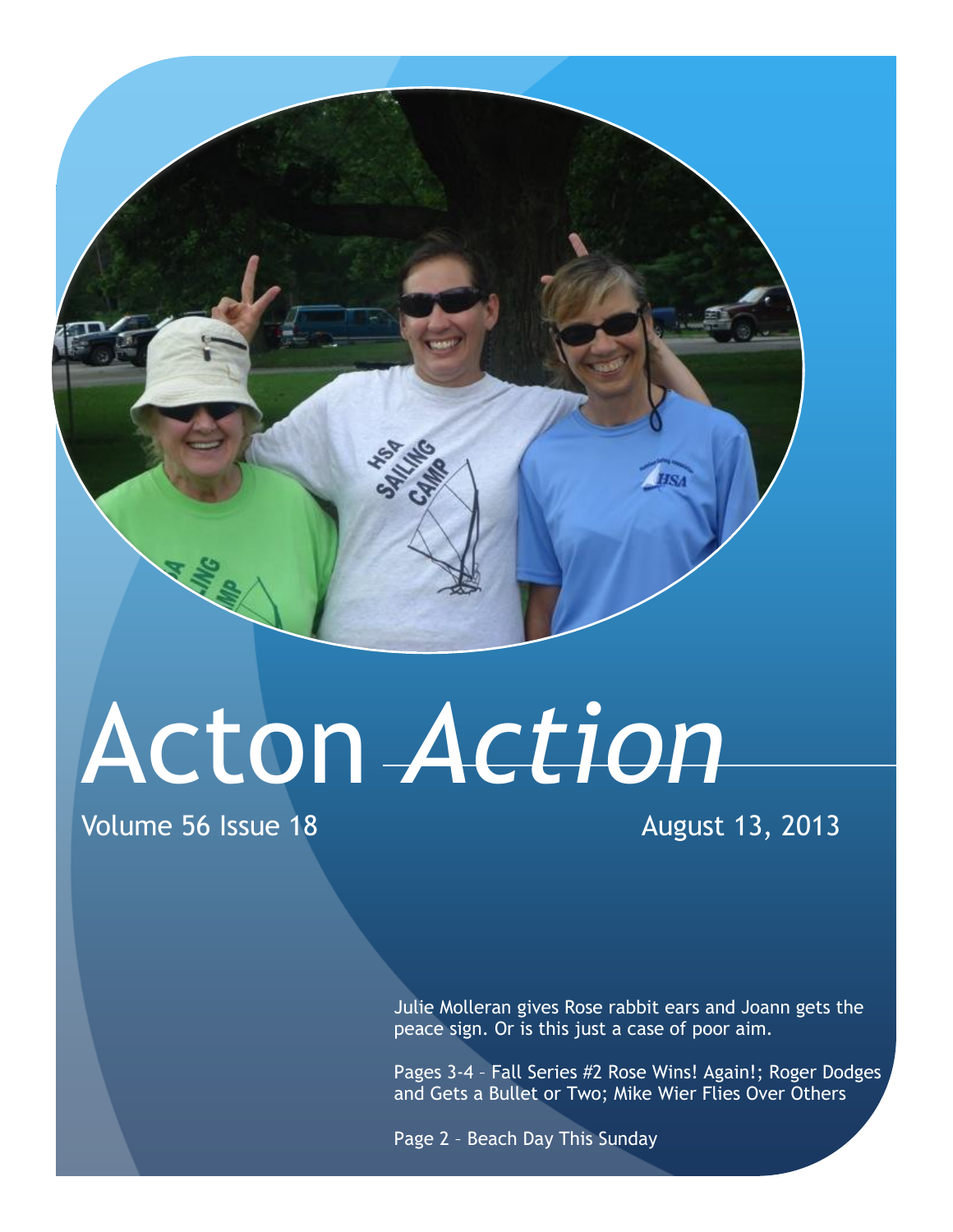# Acton *Action*

Volume 56 Issue 18

August 13, 2013

Julie Molleran gives Rose rabbit ears and Joann gets the peace sign. Or is this just a case of poor aim.

Pages 3-4 – Fall Series #2 Rose Wins! Again!; Roger Dodges and Gets a Bullet or Two; Mike Wier Flies Over Others

Page 2 – Beach Day This Sunday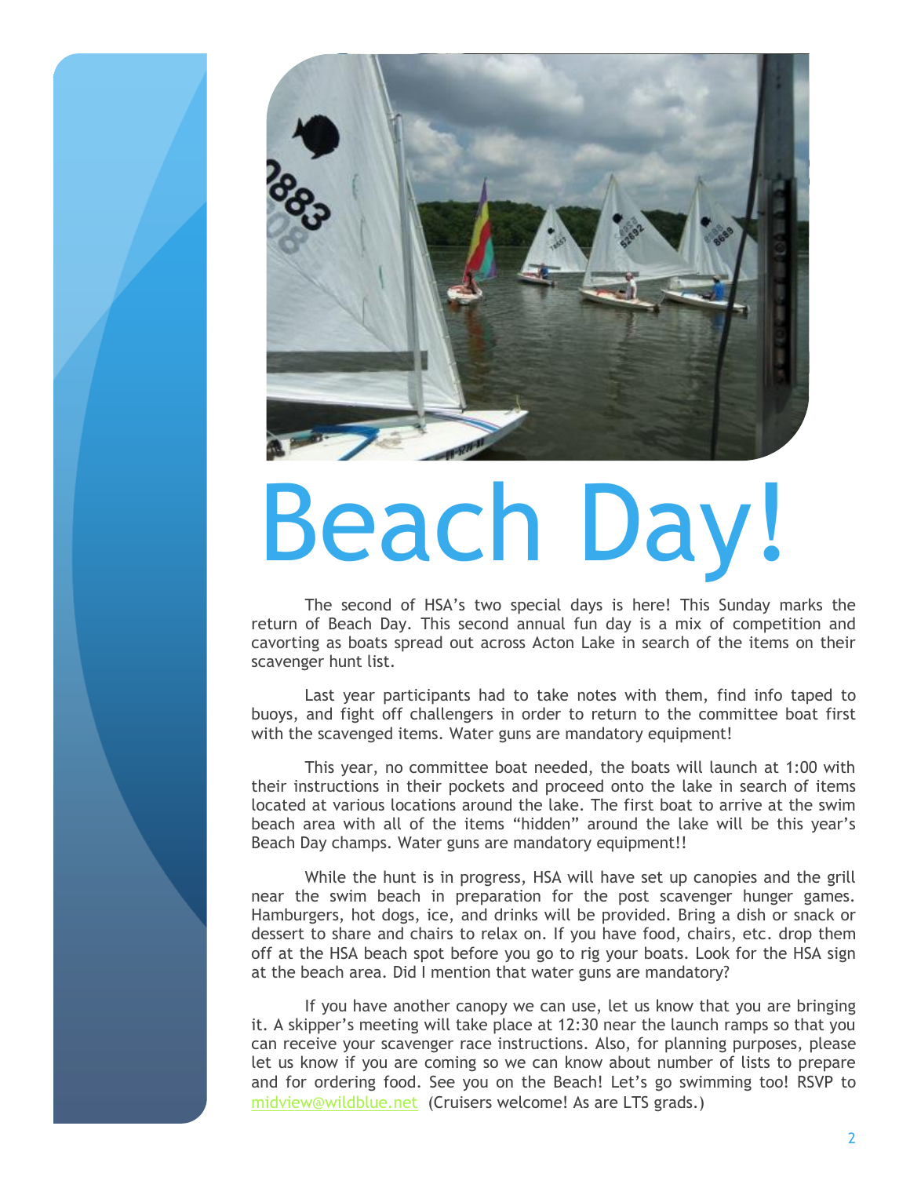# Beach Day!

The second of HSA's two special days is here! This Sunday marks the return of Beach Day. This second annual fun day is a mix of competition and cavorting as boats spread out across Acton Lake in search of the items on their scavenger hunt list.

Last year participants had to take notes with them, find info taped to buoys, and fight off challengers in order to return to the committee boat first with the scavenged items. Water guns are mandatory equipment!

This year, no committee boat needed, the boats will launch at 1:00 with their instructions in their pockets and proceed onto the lake in search of items located at various locations around the lake. The first boat to arrive at the swim beach area with all of the items "hidden" around the lake will be this year's Beach Day champs. Water guns are mandatory equipment!!

While the hunt is in progress, HSA will have set up canopies and the grill near the swim beach in preparation for the post scavenger hunger games. Hamburgers, hot dogs, ice, and drinks will be provided. Bring a dish or snack or dessert to share and chairs to relax on. If you have food, chairs, etc. drop them off at the HSA beach spot before you go to rig your boats. Look for the HSA sign at the beach area. Did I mention that water guns are mandatory?

If you have another canopy we can use, let us know that you are bringing it. A skipper's meeting will take place at 12:30 near the launch ramps so that you can receive your scavenger race instructions. Also, for planning purposes, please let us know if you are coming so we can know about number of lists to prepare and for ordering food. See you on the Beach! Let's go swimming too! RSVP to midview@wildblue.net (Cruisers welcome! As are LTS grads.)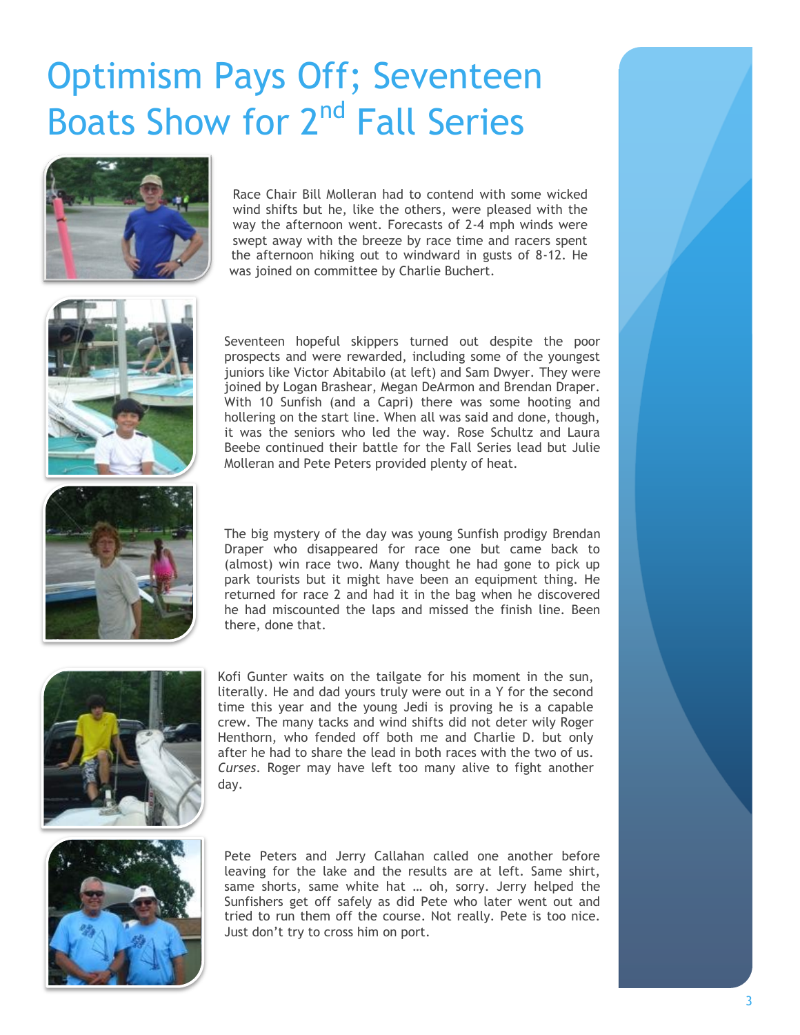# Optimism Pays Off; Seventeen Boats Show for 2nd Fall Series

Race Chair Bill Molleran had to contend with some wicked wind shifts but he, like the others, were pleased with the way the afternoon went. Forecasts of 2-4 mph winds were swept away with the breeze by race time and racers spent the afternoon hiking out to windward in gusts of 8-12. He was joined on committee by Charlie Buchert.

Seventeen hopeful skippers turned out despite the poor prospects and were rewarded, including some of the youngest juniors like Victor Abitabilo (at left) and Sam Dwyer. They were joined by Logan Brashear, Megan DeArmon and Brendan Draper. With 10 Sunfish (and a Capri) there was some hooting and hollering on the start line. When all was said and done, though, it was the seniors who led the way. Rose Schultz and Laura Beebe continued their battle for the Fall Series lead but Julie Molleran and Pete Peters provided plenty of heat.

The big mystery of the day was young Sunfish prodigy Brendan Draper who disappeared for race one but came back to (almost) win race two. Many thought he had gone to pick up park tourists but it might have been an equipment thing. He returned for race 2 and had it in the bag when he discovered he had miscounted the laps and missed the finish line. Been there, done that.

Kofi Gunter waits on the tailgate for his moment in the sun, literally. He and dad yours truly were out in a Y for the second time this year and the young Jedi is proving he is a capable crew. The many tacks and wind shifts did not deter wily Roger Henthorn, who fended off both me and Charlie D. but only after he had to share the lead in both races with the two of us. *Curses*. Roger may have left too many alive to fight another day.

Pete Peters and Jerry Callahan called one another before leaving for the lake and the results are at left. Same shirt, same shorts, same white hat … oh, sorry. Jerry helped the Sunfishers get off safely as did Pete who later went out and tried to run them off the course. Not really. Pete is too nice. Just don't try to cross him on port.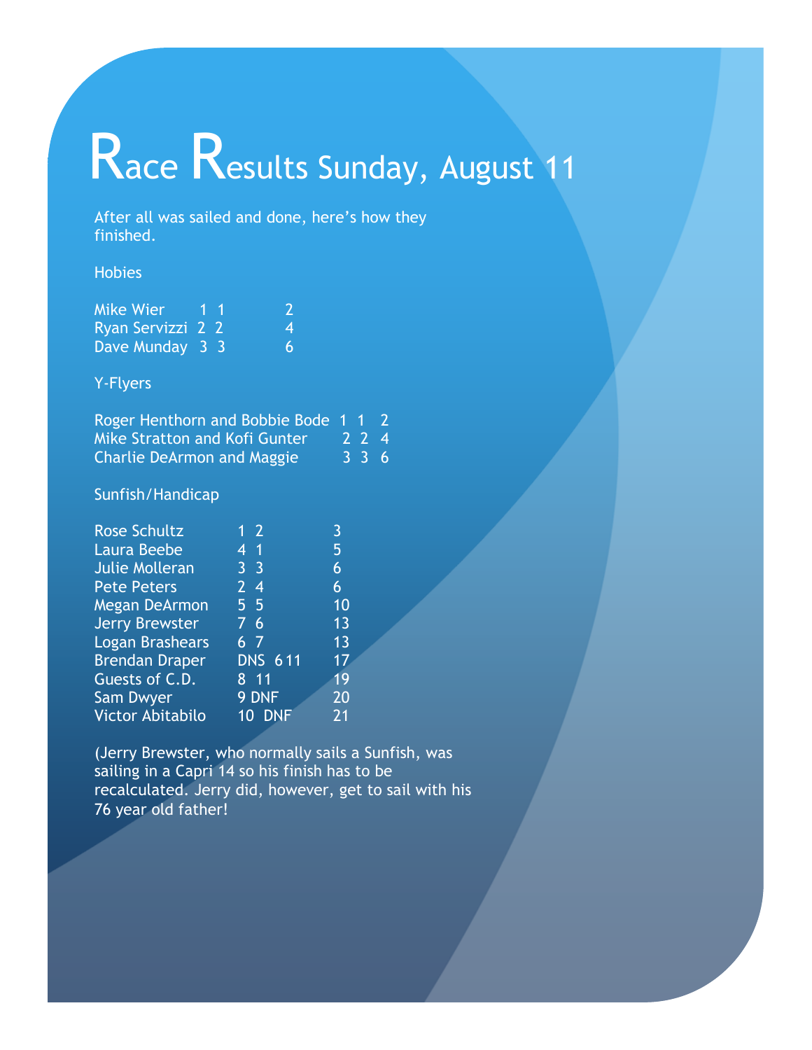# Race Results Sunday, August 11

After all was sailed and done, here's how they finished.

Hobies

| | | | |
|---|---|---|---|
| Mike Wier | 1 | 1 | 2 |
| Ryan Servizzi | 2 | 2 | 4 |
| Dave Munday | 3 | 3 | 6 |

Y-Flyers

| | | | |
|---|---|---|---|
| Roger Henthorn and Bobbie Bode | 1 | 1 | 2 |
| Mike Stratton and Kofi Gunter | 2 | 2 | 4 |
| Charlie DeArmon and Maggie | 3 | 3 | 6 |

Sunfish/Handicap

| | | | |
|---|---|---|---|
| Rose Schultz | 1 | 2 | 3 |
| Laura Beebe | 4 | 1 | 5 |
| Julie Molleran | 3 | 3 | 6 |
| Pete Peters | 2 | 4 | 6 |
| Megan DeArmon | 5 | 5 | 10 |
| Jerry Brewster | 7 | 6 | 13 |
| Logan Brashears | 6 | 7 | 13 |
| Brendan Draper | DNS 6 | 11 | 17 |
| Guests of C.D. | 8 | 11 | 19 |
| Sam Dwyer | 9 | DNF | 20 |
| Victor Abitabilo | 10 | DNF | 21 |

(Jerry Brewster, who normally sails a Sunfish, was sailing in a Capri 14 so his finish has to be recalculated. Jerry did, however, get to sail with his 76 year old father!